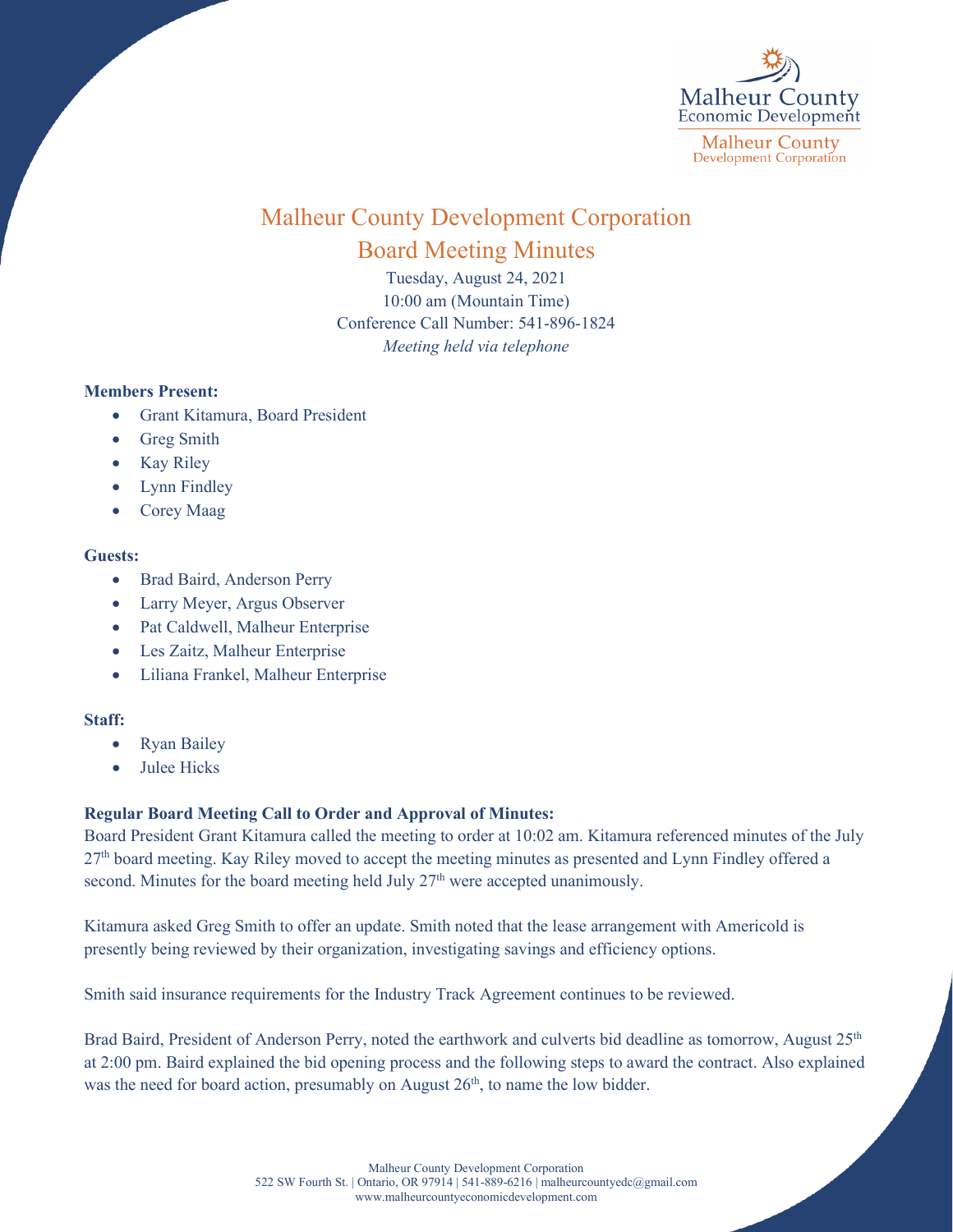# Malheur County Development Corporation

## Board Meeting Minutes

Tuesday, August 24, 2021
10:00 am (Mountain Time)
Conference Call Number: 541-896-1824
*Meeting held via telephone*

**Members Present:**

- Grant Kitamura, Board President
- Greg Smith
- Kay Riley
- Lynn Findley
- Corey Maag

**Guests:**

- Brad Baird, Anderson Perry
- Larry Meyer, Argus Observer
- Pat Caldwell, Malheur Enterprise
- Les Zaitz, Malheur Enterprise
- Liliana Frankel, Malheur Enterprise

**Staff:**

- Ryan Bailey
- Julee Hicks

**Regular Board Meeting Call to Order and Approval of Minutes:**

Board President Grant Kitamura called the meeting to order at 10:02 am. Kitamura referenced minutes of the July 27th board meeting. Kay Riley moved to accept the meeting minutes as presented and Lynn Findley offered a second. Minutes for the board meeting held July 27th were accepted unanimously.

Kitamura asked Greg Smith to offer an update. Smith noted that the lease arrangement with Americold is presently being reviewed by their organization, investigating savings and efficiency options.

Smith said insurance requirements for the Industry Track Agreement continues to be reviewed.

Brad Baird, President of Anderson Perry, noted the earthwork and culverts bid deadline as tomorrow, August 25th at 2:00 pm. Baird explained the bid opening process and the following steps to award the contract. Also explained was the need for board action, presumably on August 26th, to name the low bidder.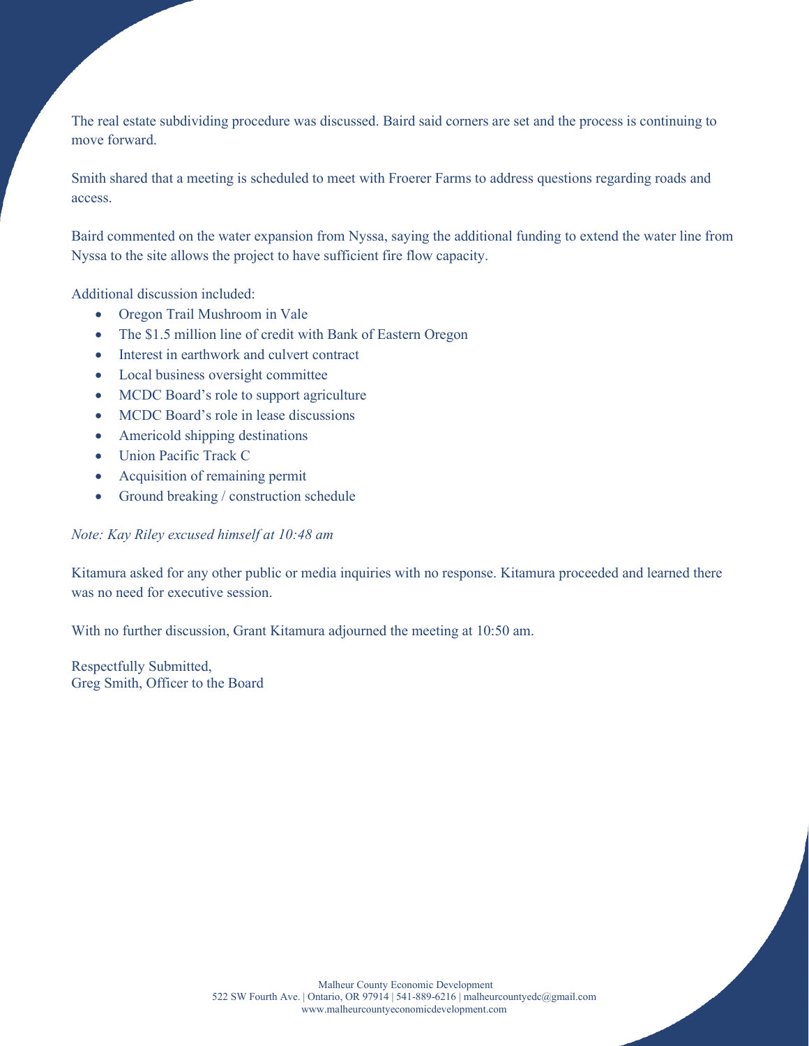The real estate subdividing procedure was discussed. Baird said corners are set and the process is continuing to move forward.

Smith shared that a meeting is scheduled to meet with Froerer Farms to address questions regarding roads and access.

Baird commented on the water expansion from Nyssa, saying the additional funding to extend the water line from Nyssa to the site allows the project to have sufficient fire flow capacity.

Additional discussion included:

- Oregon Trail Mushroom in Vale
- The $1.5 million line of credit with Bank of Eastern Oregon
- Interest in earthwork and culvert contract
- Local business oversight committee
- MCDC Board's role to support agriculture
- MCDC Board's role in lease discussions
- Americold shipping destinations
- Union Pacific Track C
- Acquisition of remaining permit
- Ground breaking / construction schedule

*Note: Kay Riley excused himself at 10:48 am*

Kitamura asked for any other public or media inquiries with no response. Kitamura proceeded and learned there was no need for executive session.

With no further discussion, Grant Kitamura adjourned the meeting at 10:50 am.

Respectfully Submitted,
Greg Smith, Officer to the Board